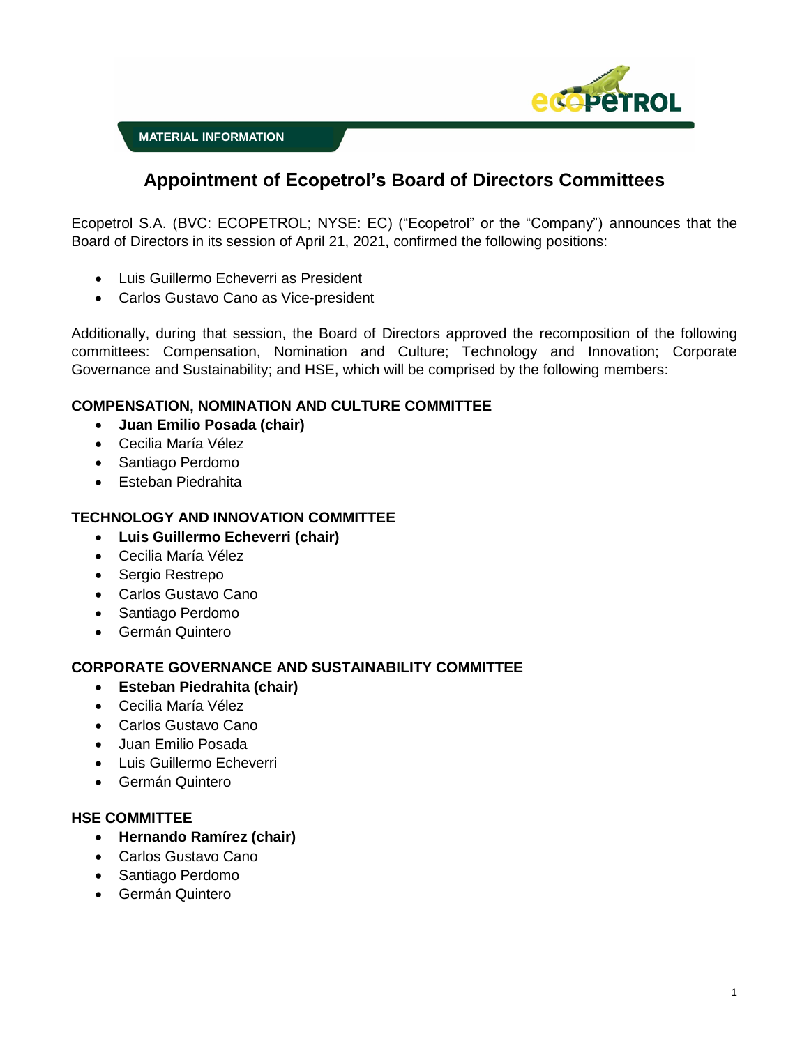MATERIAL INFORMATION

# Appointment of Ecopetrol's Board of Directors Committees

Ecopetrol S.A. (BVC: ECOPETROL; NYSE: EC) ("Ecopetrol" or the "Company") announces that the Board of Directors in its session of April 21, 2021, confirmed the following positions:

- Luis Guillermo Echeverri as President
- Carlos Gustavo Cano as Vice-president

Additionally, during that session, the Board of Directors approved the recomposition of the following committees: Compensation, Nomination and Culture; Technology and Innovation; Corporate Governance and Sustainability; and HSE, which will be comprised by the following members:

**COMPENSATION, NOMINATION AND CULTURE COMMITTEE**

- **Juan Emilio Posada (chair)**
- Cecilia María Vélez
- Santiago Perdomo
- Esteban Piedrahita

**TECHNOLOGY AND INNOVATION COMMITTEE**

- **Luis Guillermo Echeverri (chair)**
- Cecilia María Vélez
- Sergio Restrepo
- Carlos Gustavo Cano
- Santiago Perdomo
- Germán Quintero

**CORPORATE GOVERNANCE AND SUSTAINABILITY COMMITTEE**

- **Esteban Piedrahita (chair)**
- Cecilia María Vélez
- Carlos Gustavo Cano
- Juan Emilio Posada
- Luis Guillermo Echeverri
- Germán Quintero

**HSE COMMITTEE**

- **Hernando Ramírez (chair)**
- Carlos Gustavo Cano
- Santiago Perdomo
- Germán Quintero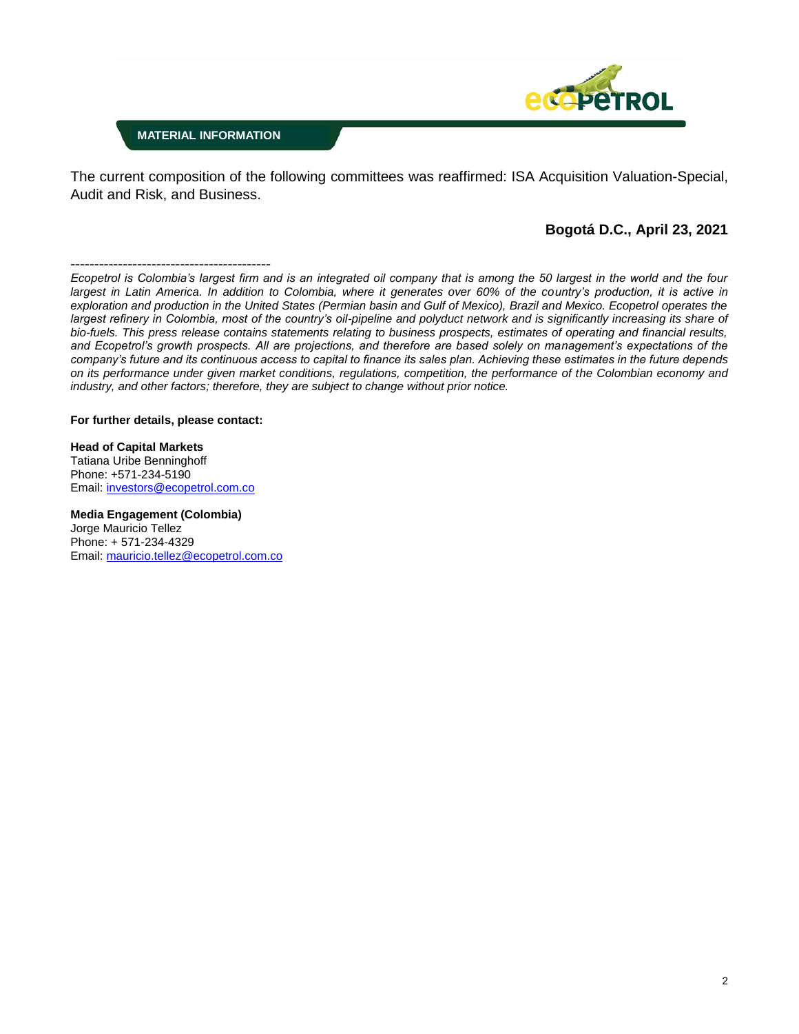The current composition of the following committees was reaffirmed: ISA Acquisition Valuation-Special, Audit and Risk, and Business.

**Bogotá D.C., April 23, 2021**

------------------------------------------

*Ecopetrol is Colombia's largest firm and is an integrated oil company that is among the 50 largest in the world and the four largest in Latin America. In addition to Colombia, where it generates over 60% of the country's production, it is active in exploration and production in the United States (Permian basin and Gulf of Mexico), Brazil and Mexico. Ecopetrol operates the largest refinery in Colombia, most of the country's oil-pipeline and polyduct network and is significantly increasing its share of bio-fuels. This press release contains statements relating to business prospects, estimates of operating and financial results, and Ecopetrol's growth prospects. All are projections, and therefore are based solely on management's expectations of the company's future and its continuous access to capital to finance its sales plan. Achieving these estimates in the future depends on its performance under given market conditions, regulations, competition, the performance of the Colombian economy and industry, and other factors; therefore, they are subject to change without prior notice.*

**For further details, please contact:**

**Head of Capital Markets**
Tatiana Uribe Benninghoff
Phone: +571-234-5190
Email: investors@ecopetrol.com.co

**Media Engagement (Colombia)**
Jorge Mauricio Tellez
Phone: + 571-234-4329
Email: mauricio.tellez@ecopetrol.com.co